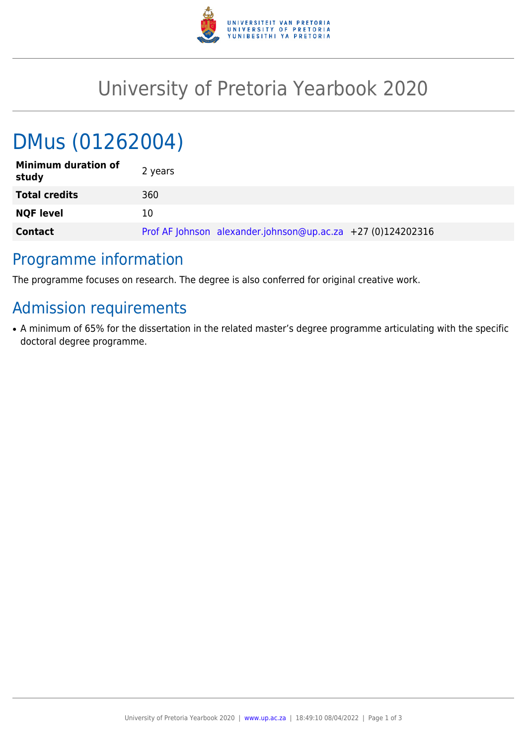# University of Pretoria Yearbook 2020

## DMus (01262004)

| | |
|---|---|
| **Minimum duration of study** | 2 years |
| **Total credits** | 360 |
| **NQF level** | 10 |
| **Contact** | Prof AF Johnson alexander.johnson@up.ac.za +27 (0)124202316 |

## Programme information

The programme focuses on research. The degree is also conferred for original creative work.

## Admission requirements

- A minimum of 65% for the dissertation in the related master's degree programme articulating with the specific doctoral degree programme.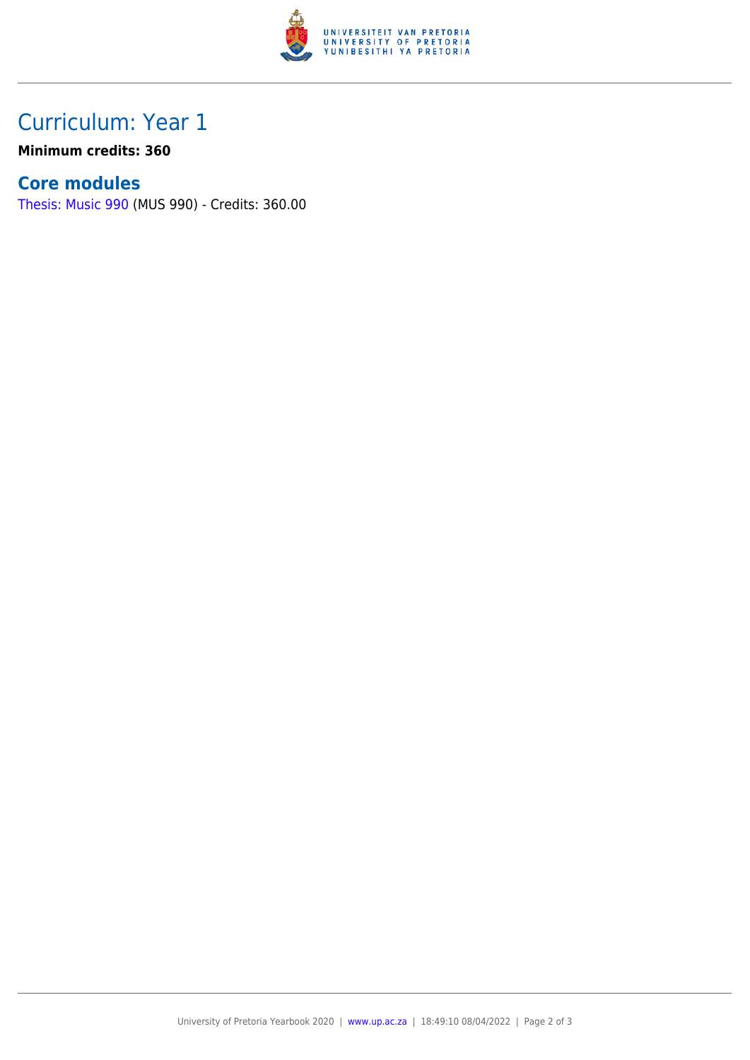## Curriculum: Year 1

**Minimum credits: 360**

### Core modules

Thesis: Music 990 (MUS 990) - Credits: 360.00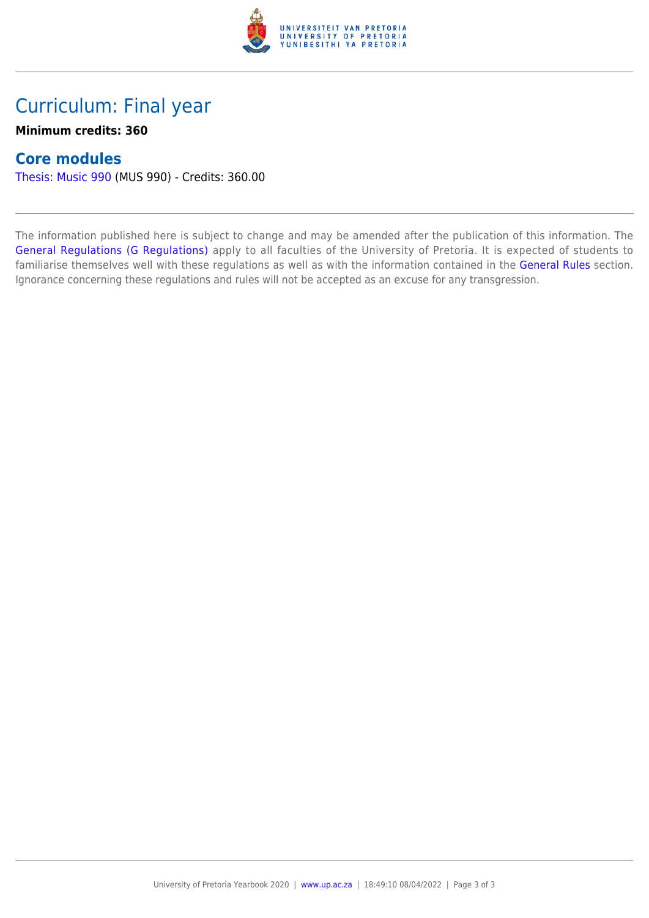## Curriculum: Final year

**Minimum credits: 360**

### Core modules

Thesis: Music 990 (MUS 990) - Credits: 360.00

The information published here is subject to change and may be amended after the publication of this information. The General Regulations (G Regulations) apply to all faculties of the University of Pretoria. It is expected of students to familiarise themselves well with these regulations as well as with the information contained in the General Rules section. Ignorance concerning these regulations and rules will not be accepted as an excuse for any transgression.